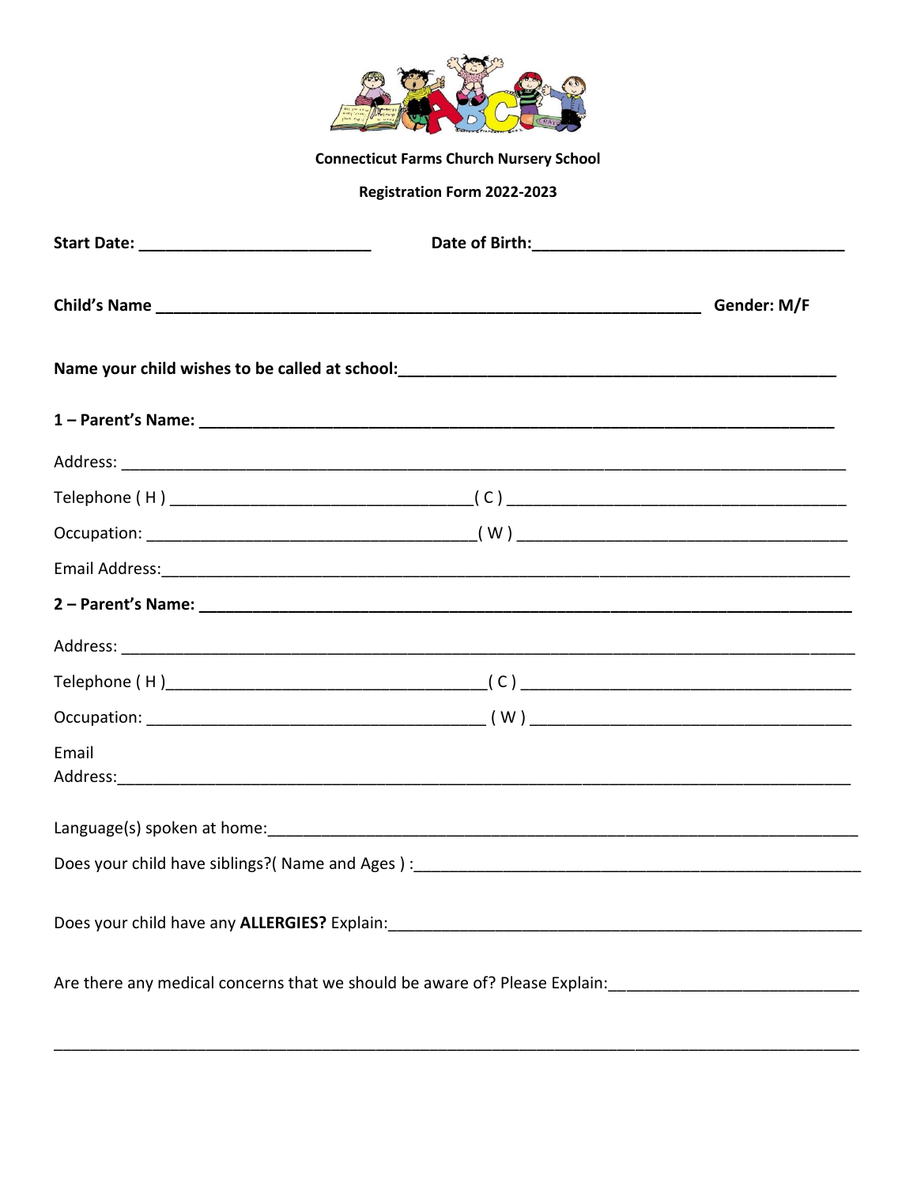**Connecticut Farms Church Nursery School**

**Registration Form 2022-2023**

**Start Date: ___________________________ Date of Birth:____________________________________**

**Child's Name ______________________________________________________________ Gender: M/F**

**Name your child wishes to be called at school:__________________________________________________**

**1 – Parent's Name: __________________________________________________________________________**

Address: ___________________________________________________________________________________

Telephone ( H ) __________________________________( C ) ______________________________________

Occupation: ____________________________________( W ) ______________________________________

Email Address:_______________________________________________________________________________

**2 – Parent's Name: ___________________________________________________________________________**

Address: ___________________________________________________________________________________

Telephone ( H )___________________________________( C ) ______________________________________

Occupation: _____________________________________ ( W ) _____________________________________

Email Address:_______________________________________________________________________________

Language(s) spoken at home:_________________________________________________________________

Does your child have siblings?( Name and Ages ) :__________________________________________________

Does your child have any **ALLERGIES?** Explain:_____________________________________________________

Are there any medical concerns that we should be aware of? Please Explain:____________________________

_____________________________________________________________________________________________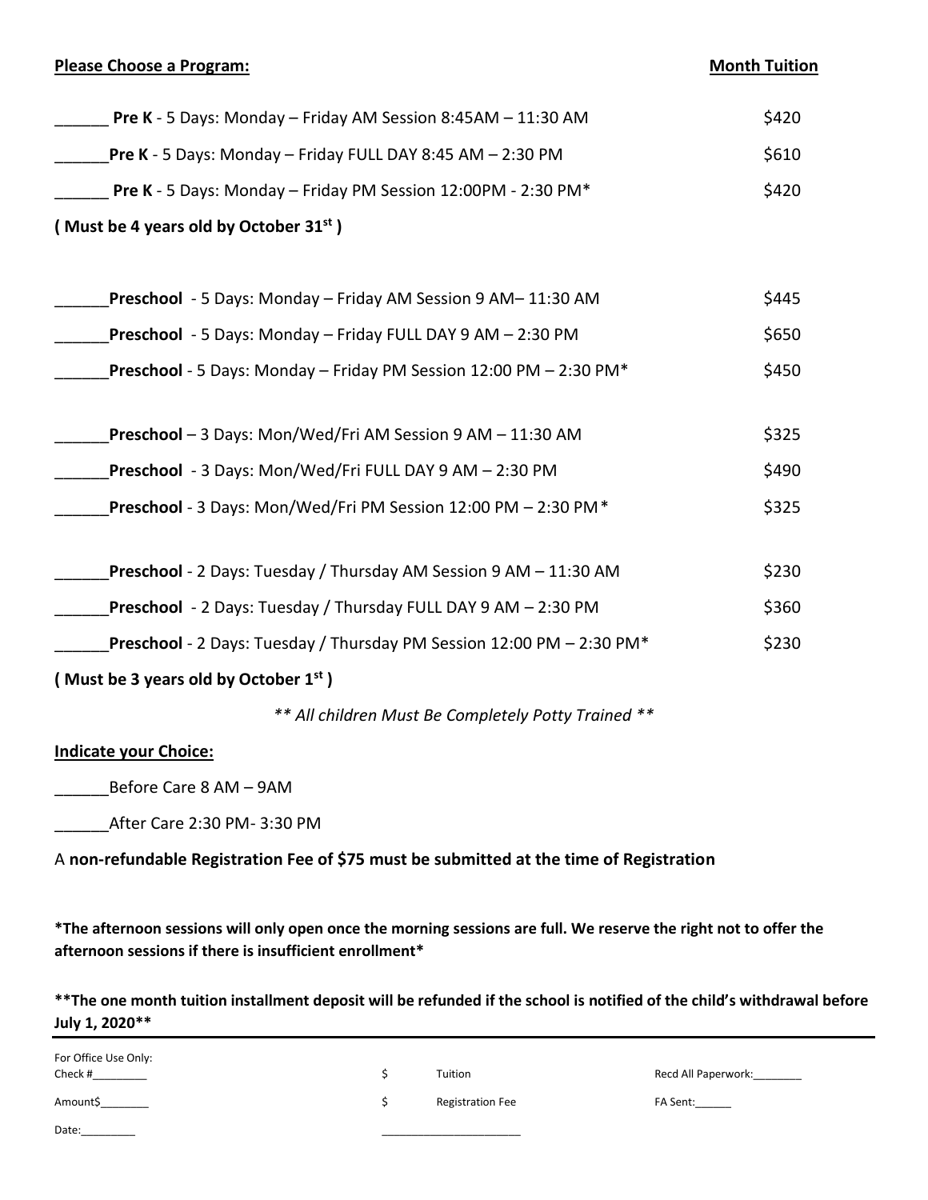**Please Choose a Program:** **Month Tuition**

| | |
|---|---|
| ______ **Pre K** - 5 Days: Monday – Friday AM Session 8:45AM – 11:30 AM | $420 |
| ______**Pre K** - 5 Days: Monday – Friday FULL DAY 8:45 AM – 2:30 PM | $610 |
| ______ **Pre K** - 5 Days: Monday – Friday PM Session 12:00PM - 2:30 PM* | $420 |

**( Must be 4 years old by October 31st )**

| | |
|---|---|
| ______**Preschool** - 5 Days: Monday – Friday AM Session 9 AM– 11:30 AM | $445 |
| ______**Preschool** - 5 Days: Monday – Friday FULL DAY 9 AM – 2:30 PM | $650 |
| ______**Preschool** - 5 Days: Monday – Friday PM Session 12:00 PM – 2:30 PM* | $450 |
| ______**Preschool** – 3 Days: Mon/Wed/Fri AM Session 9 AM – 11:30 AM | $325 |
| ______**Preschool** - 3 Days: Mon/Wed/Fri FULL DAY 9 AM – 2:30 PM | $490 |
| ______**Preschool** - 3 Days: Mon/Wed/Fri PM Session 12:00 PM – 2:30 PM* | $325 |
| ______**Preschool** - 2 Days: Tuesday / Thursday AM Session 9 AM – 11:30 AM | $230 |
| ______**Preschool** - 2 Days: Tuesday / Thursday FULL DAY 9 AM – 2:30 PM | $360 |
| ______**Preschool** - 2 Days: Tuesday / Thursday PM Session 12:00 PM – 2:30 PM* | $230 |

**( Must be 3 years old by October 1st )**

*** All children Must Be Completely Potty Trained ***

**Indicate your Choice:**

______Before Care 8 AM – 9AM

______After Care 2:30 PM- 3:30 PM

A **non-refundable Registration Fee of $75 must be submitted at the time of Registration**

***The afternoon sessions will only open once the morning sessions are full. We reserve the right not to offer the afternoon sessions if there is insufficient enrollment***

****The one month tuition installment deposit will be refunded if the school is notified of the child's withdrawal before July 1, 2020****

---

For Office Use Only:

| | | |
|---|---|---|
| Check #________ | $ Tuition | Recd All Paperwork:_______ |
| Amount$_______ | $ Registration Fee | FA Sent:______ |
| Date:________ | _____________________ | |